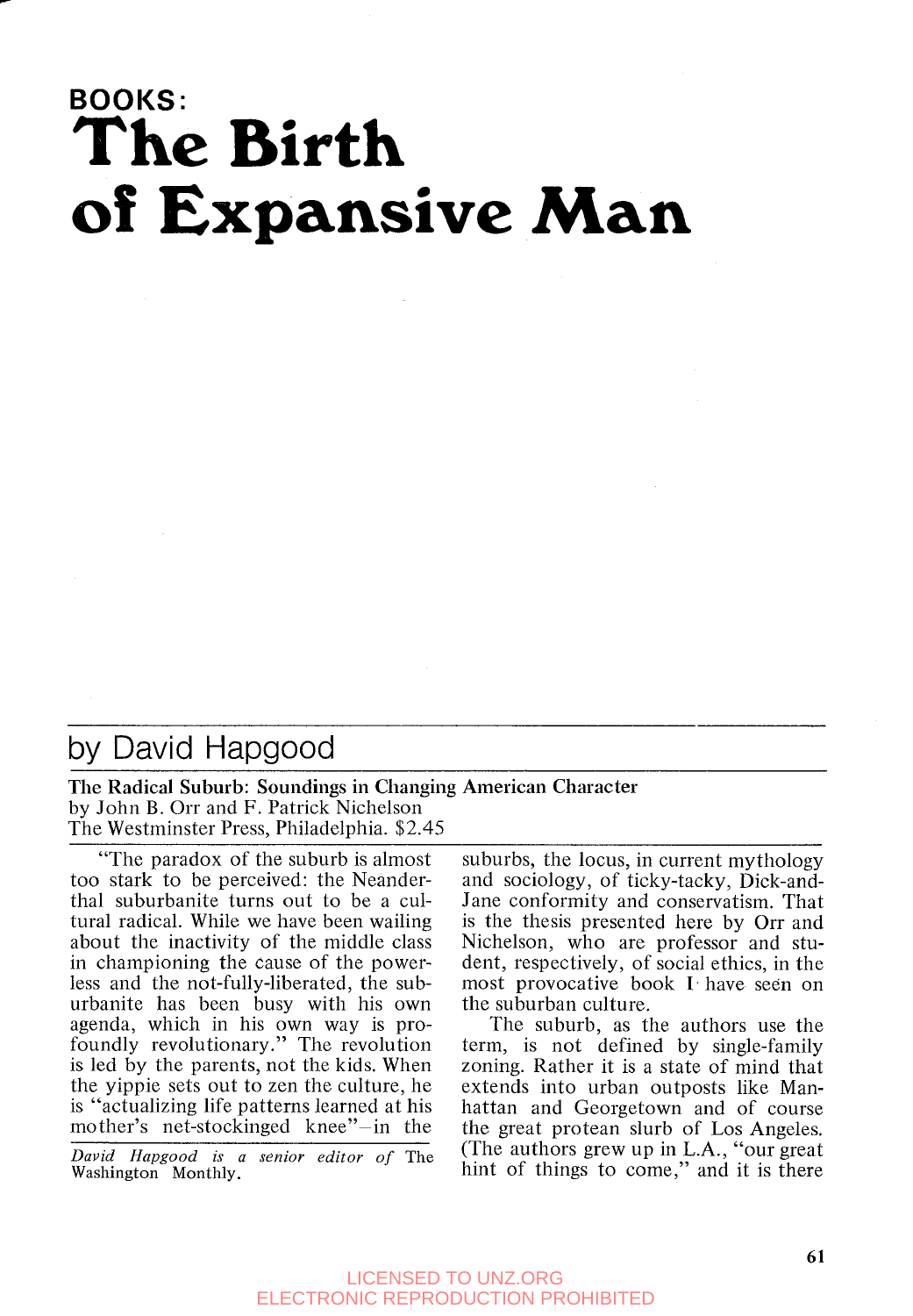# BOOKS: The Birth of Expansive Man

## by David Hapgood

**The Radical Suburb: Soundings in Changing American Character**
by John B. Orr and F. Patrick Nichelson
The Westminster Press, Philadelphia. $2.45

"The paradox of the suburb is almost too stark to be perceived: the Neanderthal suburbanite turns out to be a cultural radical. While we have been wailing about the inactivity of the middle class in championing the cause of the powerless and the not-fully-liberated, the suburbanite has been busy with his own agenda, which in his own way is profoundly revolutionary." The revolution is led by the parents, not the kids. When the yippie sets out to zen the culture, he is "actualizing life patterns learned at his mother's net-stockinged knee"—in the suburbs, the locus, in current mythology and sociology, of ticky-tacky, Dick-and-Jane conformity and conservatism. That is the thesis presented here by Orr and Nichelson, who are professor and student, respectively, of social ethics, in the most provocative book I have seen on the suburban culture.

The suburb, as the authors use the term, is not defined by single-family zoning. Rather it is a state of mind that extends into urban outposts like Manhattan and Georgetown and of course the great protean slurb of Los Angeles. (The authors grew up in L.A., "our great hint of things to come," and it is there

*David Hapgood is a senior editor of* The Washington Monthly.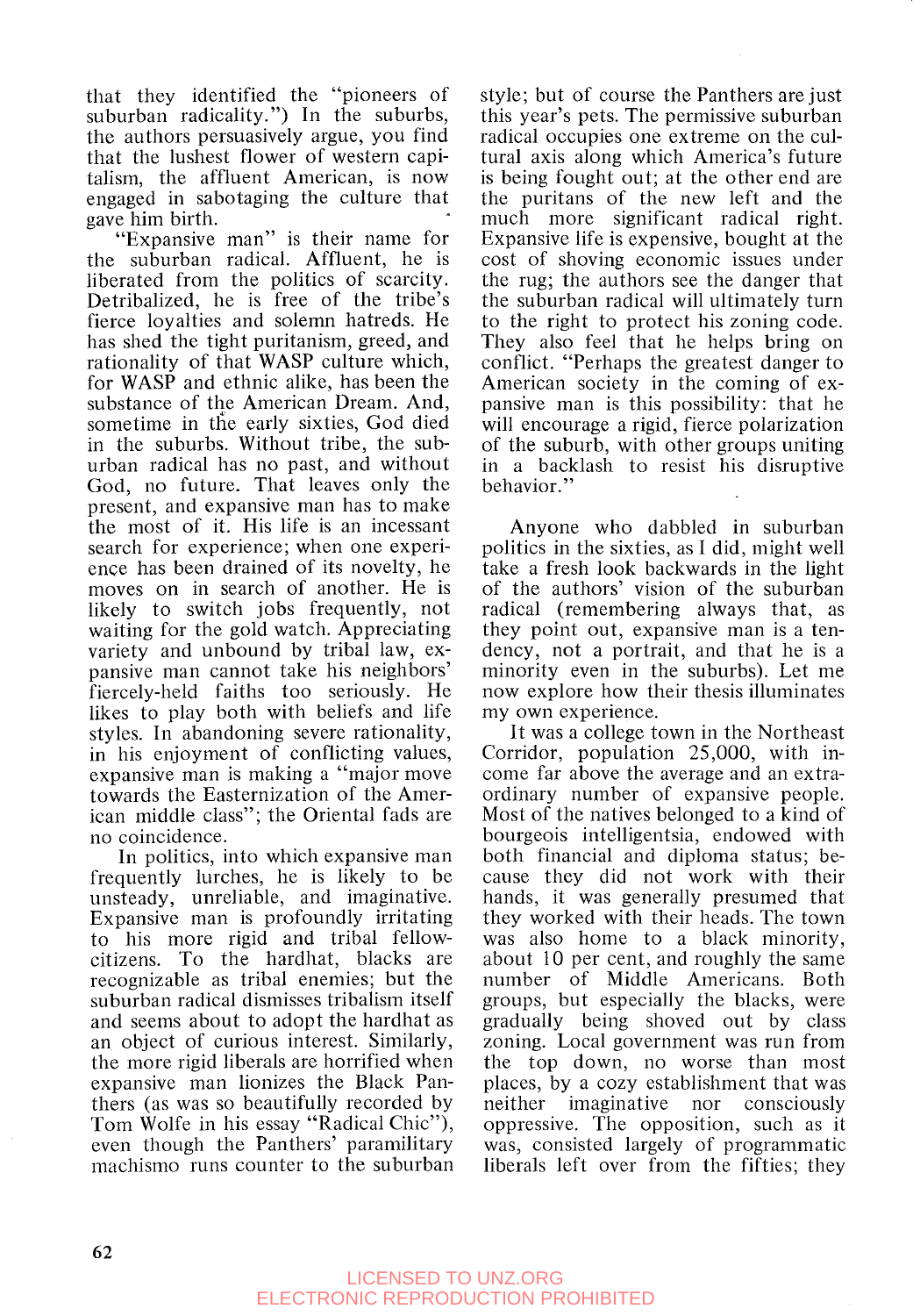that they identified the "pioneers of suburban radicality.") In the suburbs, the authors persuasively argue, you find that the lushest flower of western capitalism, the affluent American, is now engaged in sabotaging the culture that gave him birth.

"Expansive man" is their name for the suburban radical. Affluent, he is liberated from the politics of scarcity. Detribalized, he is free of the tribe's fierce loyalties and solemn hatreds. He has shed the tight puritanism, greed, and rationality of that WASP culture which, for WASP and ethnic alike, has been the substance of the American Dream. And, sometime in the early sixties, God died in the suburbs. Without tribe, the suburban radical has no past, and without God, no future. That leaves only the present, and expansive man has to make the most of it. His life is an incessant search for experience; when one experience has been drained of its novelty, he moves on in search of another. He is likely to switch jobs frequently, not waiting for the gold watch. Appreciating variety and unbound by tribal law, expansive man cannot take his neighbors' fiercely-held faiths too seriously. He likes to play both with beliefs and life styles. In abandoning severe rationality, in his enjoyment of conflicting values, expansive man is making a "major move towards the Easternization of the American middle class"; the Oriental fads are no coincidence.

In politics, into which expansive man frequently lurches, he is likely to be unsteady, unreliable, and imaginative. Expansive man is profoundly irritating to his more rigid and tribal fellow-citizens. To the hardhat, blacks are recognizable as tribal enemies; but the suburban radical dismisses tribalism itself and seems about to adopt the hardhat as an object of curious interest. Similarly, the more rigid liberals are horrified when expansive man lionizes the Black Panthers (as was so beautifully recorded by Tom Wolfe in his essay "Radical Chic"), even though the Panthers' paramilitary machismo runs counter to the suburban style; but of course the Panthers are just this year's pets. The permissive suburban radical occupies one extreme on the cultural axis along which America's future is being fought out; at the other end are the puritans of the new left and the much more significant radical right. Expansive life is expensive, bought at the cost of shoving economic issues under the rug; the authors see the danger that the suburban radical will ultimately turn to the right to protect his zoning code. They also feel that he helps bring on conflict. "Perhaps the greatest danger to American society in the coming of expansive man is this possibility: that he will encourage a rigid, fierce polarization of the suburb, with other groups uniting in a backlash to resist his disruptive behavior."

Anyone who dabbled in suburban politics in the sixties, as I did, might well take a fresh look backwards in the light of the authors' vision of the suburban radical (remembering always that, as they point out, expansive man is a tendency, not a portrait, and that he is a minority even in the suburbs). Let me now explore how their thesis illuminates my own experience.

It was a college town in the Northeast Corridor, population 25,000, with income far above the average and an extraordinary number of expansive people. Most of the natives belonged to a kind of bourgeois intelligentsia, endowed with both financial and diploma status; because they did not work with their hands, it was generally presumed that they worked with their heads. The town was also home to a black minority, about 10 per cent, and roughly the same number of Middle Americans. Both groups, but especially the blacks, were gradually being shoved out by class zoning. Local government was run from the top down, no worse than most places, by a cozy establishment that was neither imaginative nor consciously oppressive. The opposition, such as it was, consisted largely of programmatic liberals left over from the fifties; they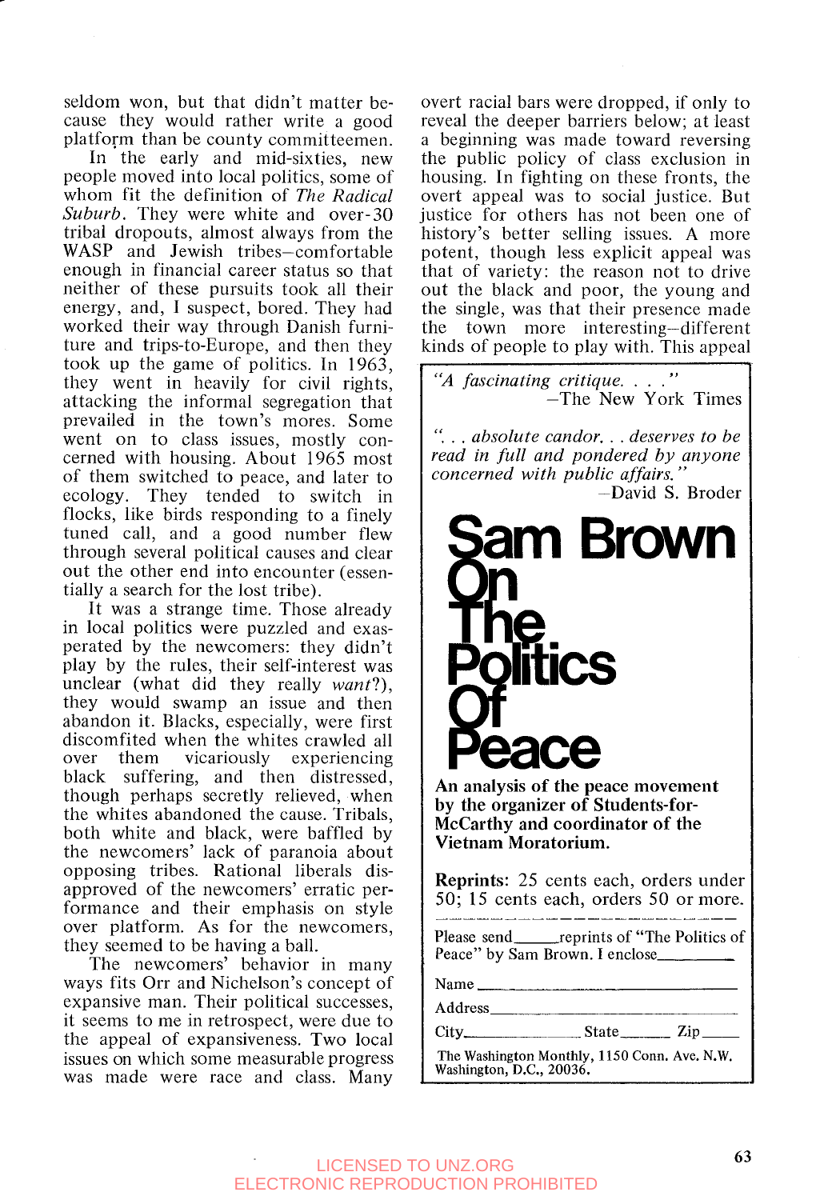seldom won, but that didn't matter because they would rather write a good platform than be county committeemen.

In the early and mid-sixties, new people moved into local politics, some of whom fit the definition of *The Radical Suburb*. They were white and over-30 tribal dropouts, almost always from the WASP and Jewish tribes—comfortable enough in financial career status so that neither of these pursuits took all their energy, and, I suspect, bored. They had worked their way through Danish furniture and trips-to-Europe, and then they took up the game of politics. In 1963, they went in heavily for civil rights, attacking the informal segregation that prevailed in the town's mores. Some went on to class issues, mostly concerned with housing. About 1965 most of them switched to peace, and later to ecology. They tended to switch in flocks, like birds responding to a finely tuned call, and a good number flew through several political causes and clear out the other end into encounter (essentially a search for the lost tribe).

It was a strange time. Those already in local politics were puzzled and exasperated by the newcomers: they didn't play by the rules, their self-interest was unclear (what did they really *want*?), they would swamp an issue and then abandon it. Blacks, especially, were first discomfited when the whites crawled all over them vicariously experiencing black suffering, and then distressed, though perhaps secretly relieved, when the whites abandoned the cause. Tribals, both white and black, were baffled by the newcomers' lack of paranoia about opposing tribes. Rational liberals disapproved of the newcomers' erratic performance and their emphasis on style over platform. As for the newcomers, they seemed to be having a ball.

The newcomers' behavior in many ways fits Orr and Nichelson's concept of expansive man. Their political successes, it seems to me in retrospect, were due to the appeal of expansiveness. Two local issues on which some measurable progress was made were race and class. Many overt racial bars were dropped, if only to reveal the deeper barriers below; at least a beginning was made toward reversing the public policy of class exclusion in housing. In fighting on these fronts, the overt appeal was to social justice. But justice for others has not been one of history's better selling issues. A more potent, though less explicit appeal was that of variety: the reason not to drive out the black and poor, the young and the single, was that their presence made the town more interesting—different kinds of people to play with. This appeal

---

*"A fascinating critique. . . ."*
—The New York Times

*". . . absolute candor. . . deserves to be read in full and pondered by anyone concerned with public affairs."*
—David S. Broder

# Sam Brown On The Politics Of Peace

**An analysis of the peace movement by the organizer of Students-for-McCarthy and coordinator of the Vietnam Moratorium.**

**Reprints:** 25 cents each, orders under 50; 15 cents each, orders 50 or more.

Please send\_\_\_\_\_reprints of "The Politics of Peace" by Sam Brown. I enclose\_\_\_\_\_\_\_\_\_

Name \_\_\_\_\_\_\_\_\_\_\_\_\_\_\_\_\_\_\_\_\_\_\_\_\_\_\_\_

Address\_\_\_\_\_\_\_\_\_\_\_\_\_\_\_\_\_\_\_\_\_\_\_\_\_\_\_

City\_\_\_\_\_\_\_\_\_\_\_\_\_ State\_\_\_\_\_\_ Zip\_\_\_\_\_

The Washington Monthly, 1150 Conn. Ave. N.W. Washington, D.C., 20036.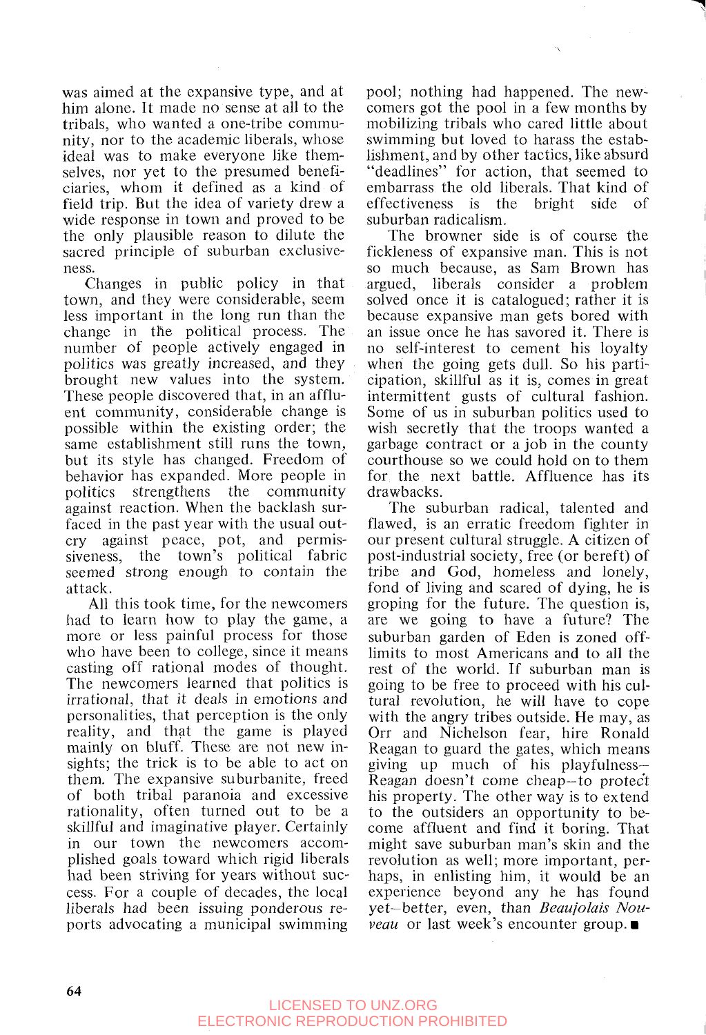was aimed at the expansive type, and at him alone. It made no sense at all to the tribals, who wanted a one-tribe community, nor to the academic liberals, whose ideal was to make everyone like themselves, nor yet to the presumed beneficiaries, whom it defined as a kind of field trip. But the idea of variety drew a wide response in town and proved to be the only plausible reason to dilute the sacred principle of suburban exclusiveness.

Changes in public policy in that town, and they were considerable, seem less important in the long run than the change in the political process. The number of people actively engaged in politics was greatly increased, and they brought new values into the system. These people discovered that, in an affluent community, considerable change is possible within the existing order; the same establishment still runs the town, but its style has changed. Freedom of behavior has expanded. More people in politics strengthens the community against reaction. When the backlash surfaced in the past year with the usual outcry against peace, pot, and permissiveness, the town's political fabric seemed strong enough to contain the attack.

All this took time, for the newcomers had to learn how to play the game, a more or less painful process for those who have been to college, since it means casting off rational modes of thought. The newcomers learned that politics is *irrational*, that it deals in emotions and personalities, that perception is the only reality, and that the game is played mainly on bluff. These are not new insights; the trick is to be able to act on them. The expansive suburbanite, freed of both tribal paranoia and excessive rationality, often turned out to be a skillful and imaginative player. Certainly in our town the newcomers accomplished goals toward which rigid liberals had been striving for years without success. For a couple of decades, the local liberals had been issuing ponderous reports advocating a municipal swimming pool; nothing had happened. The newcomers got the pool in a few months by mobilizing tribals who cared little about swimming but loved to harass the establishment, and by other tactics, like absurd "deadlines" for action, that seemed to embarrass the old liberals. That kind of effectiveness is the bright side of suburban radicalism.

The browner side is of course the fickleness of expansive man. This is not so much because, as Sam Brown has argued, liberals consider a problem solved once it is catalogued; rather it is because expansive man gets bored with an issue once he has savored it. There is no self-interest to cement his loyalty when the going gets dull. So his participation, skillful as it is, comes in great intermittent gusts of cultural fashion. Some of us in suburban politics used to wish secretly that the troops wanted a garbage contract or a job in the county courthouse so we could hold on to them for the next battle. Affluence has its drawbacks.

The suburban radical, talented and flawed, is an erratic freedom fighter in our present cultural struggle. A citizen of post-industrial society, free (or bereft) of tribe and God, homeless and lonely, fond of living and scared of dying, he is groping for the future. The question is, are we going to have a future? The suburban garden of Eden is zoned off-limits to most Americans and to all the rest of the world. If suburban man is going to be free to proceed with his cultural revolution, he will have to cope with the angry tribes outside. He may, as Orr and Nichelson fear, hire Ronald Reagan to guard the gates, which means giving up much of his playfulness—Reagan doesn't come cheap—to protect his property. The other way is to extend to the outsiders an opportunity to become affluent and find it boring. That might save suburban man's skin and the revolution as well; more important, perhaps, in enlisting him, it would be an experience beyond any he has found yet—better, even, than *Beaujolais Nouveau* or last week's encounter group. ■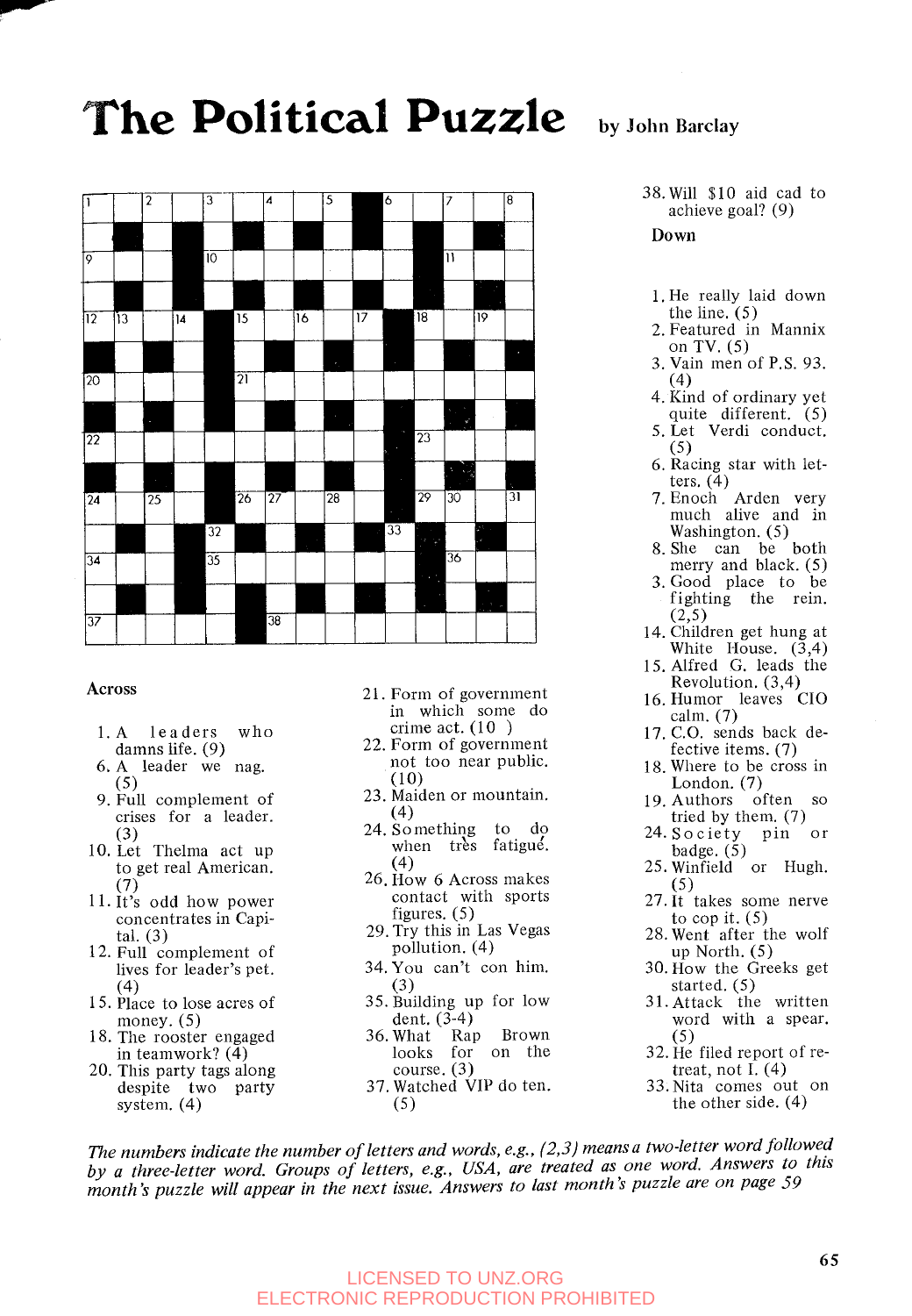# The Political Puzzle

by John Barclay

## Across

1. A leaders who damns life. (9)
6. A leader we nag. (5)
9. Full complement of crises for a leader. (3)
10. Let Thelma act up to get real American. (7)
11. It's odd how power concentrates in Capital. (3)
12. Full complement of lives for leader's pet. (4)
15. Place to lose acres of money. (5)
18. The rooster engaged in teamwork? (4)
20. This party tags along despite two party system. (4)
21. Form of government in which some do crime act. (10)
22. Form of government not too near public. (10)
23. Maiden or mountain. (4)
24. Something to do when très fatigué. (4)
26. How 6 Across makes contact with sports figures. (5)
29. Try this in Las Vegas pollution. (4)
34. You can't con him. (3)
35. Building up for low dent. (3-4)
36. What Rap Brown looks for on the course. (3)
37. Watched VIP do ten. (5)
38. Will $10 aid cad to achieve goal? (9)

## Down

1. He really laid down the line. (5)
2. Featured in Mannix on TV. (5)
3. Vain men of P.S. 93. (4)
4. Kind of ordinary yet quite different. (5)
5. Let Verdi conduct. (5)
6. Racing star with letters. (4)
7. Enoch Arden very much alive and in Washington. (5)
8. She can be both merry and black. (5)
3. Good place to be fighting the rein. (2,5)
14. Children get hung at White House. (3,4)
15. Alfred G. leads the Revolution. (3,4)
16. Humor leaves CIO calm. (7)
17. C.O. sends back defective items. (7)
18. Where to be cross in London. (7)
19. Authors often so tried by them. (7)
24. Society pin or badge. (5)
25. Winfield or Hugh. (5)
27. It takes some nerve to cop it. (5)
28. Went after the wolf up North. (5)
30. How the Greeks get started. (5)
31. Attack the written word with a spear. (5)
32. He filed report of retreat, not I. (4)
33. Nita comes out on the other side. (4)

*The numbers indicate the number of letters and words, e.g., (2,3) means a two-letter word followed by a three-letter word. Groups of letters, e.g., USA, are treated as one word. Answers to this month's puzzle will appear in the next issue. Answers to last month's puzzle are on page 59*

LICENSED TO UNZ.ORG
ELECTRONIC REPRODUCTION PROHIBITED